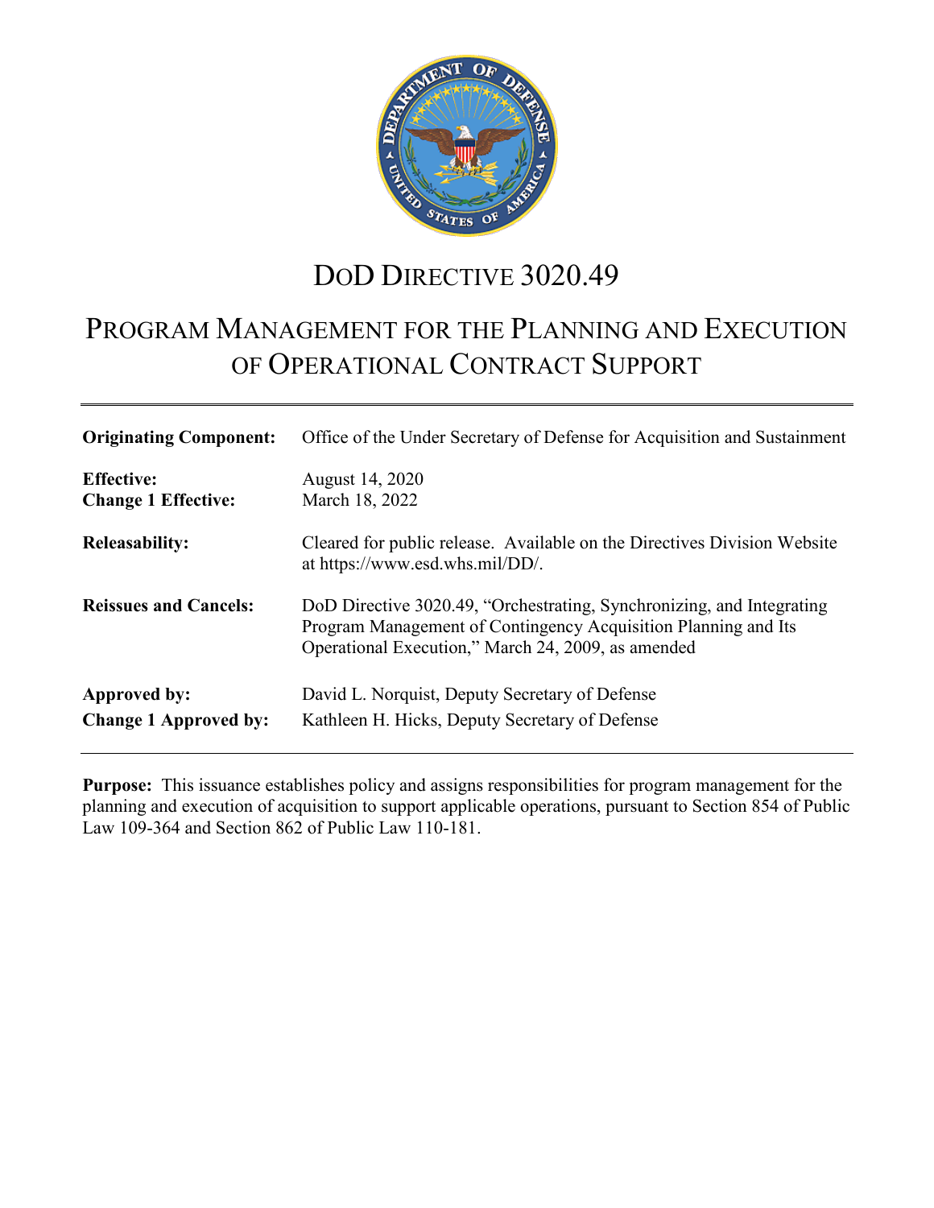# DoD DIRECTIVE 3020.49

# PROGRAM MANAGEMENT FOR THE PLANNING AND EXECUTION OF OPERATIONAL CONTRACT SUPPORT

| | |
|---|---|
| **Originating Component:** | Office of the Under Secretary of Defense for Acquisition and Sustainment |
| **Effective:**<br>**Change 1 Effective:** | August 14, 2020<br>March 18, 2022 |
| **Releasability:** | Cleared for public release. Available on the Directives Division Website at https://www.esd.whs.mil/DD/. |
| **Reissues and Cancels:** | DoD Directive 3020.49, "Orchestrating, Synchronizing, and Integrating Program Management of Contingency Acquisition Planning and Its Operational Execution," March 24, 2009, as amended |
| **Approved by:** | David L. Norquist, Deputy Secretary of Defense |
| **Change 1 Approved by:** | Kathleen H. Hicks, Deputy Secretary of Defense |

**Purpose:** This issuance establishes policy and assigns responsibilities for program management for the planning and execution of acquisition to support applicable operations, pursuant to Section 854 of Public Law 109-364 and Section 862 of Public Law 110-181.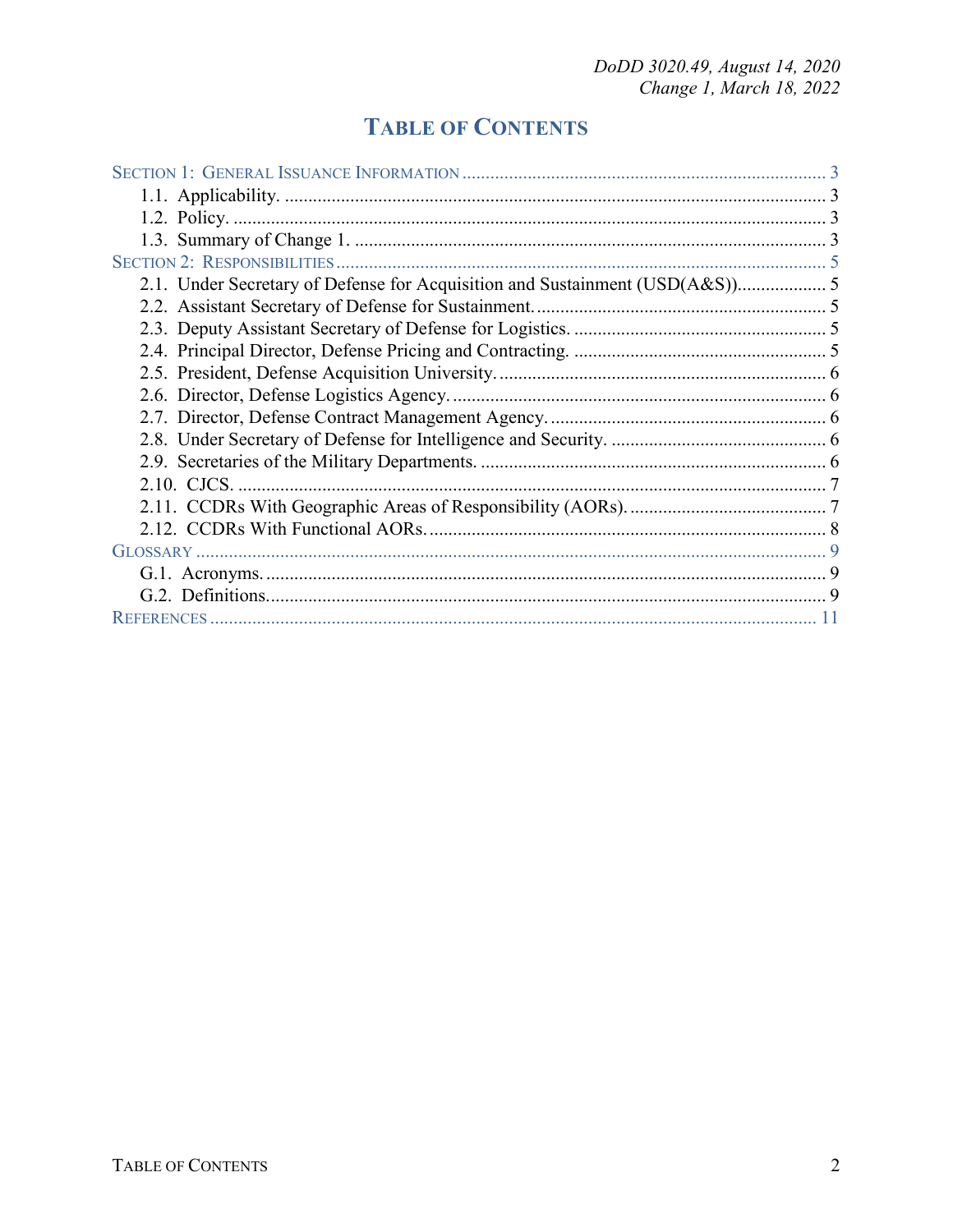# TABLE OF CONTENTS

SECTION 1: GENERAL ISSUANCE INFORMATION ........ 3
- 1.1. Applicability. ........ 3
- 1.2. Policy. ........ 3
- 1.3. Summary of Change 1. ........ 3

SECTION 2: RESPONSIBILITIES ........ 5
- 2.1. Under Secretary of Defense for Acquisition and Sustainment (USD(A&S)) ........ 5
- 2.2. Assistant Secretary of Defense for Sustainment. ........ 5
- 2.3. Deputy Assistant Secretary of Defense for Logistics. ........ 5
- 2.4. Principal Director, Defense Pricing and Contracting. ........ 5
- 2.5. President, Defense Acquisition University. ........ 6
- 2.6. Director, Defense Logistics Agency. ........ 6
- 2.7. Director, Defense Contract Management Agency. ........ 6
- 2.8. Under Secretary of Defense for Intelligence and Security. ........ 6
- 2.9. Secretaries of the Military Departments. ........ 6
- 2.10. CJCS. ........ 7
- 2.11. CCDRs With Geographic Areas of Responsibility (AORs). ........ 7
- 2.12. CCDRs With Functional AORs. ........ 8

GLOSSARY ........ 9
- G.1. Acronyms. ........ 9
- G.2. Definitions. ........ 9

REFERENCES ........ 11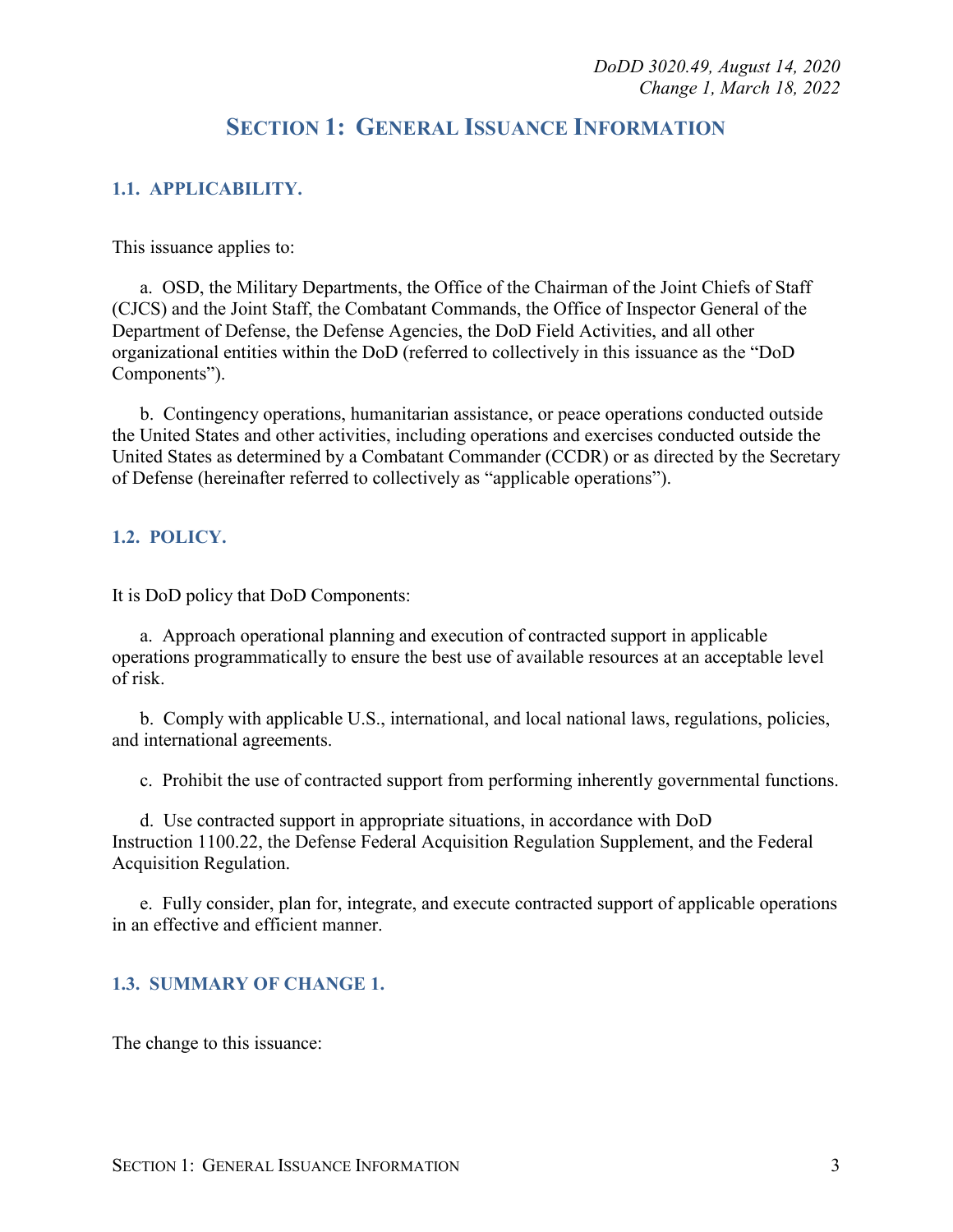# SECTION 1: GENERAL ISSUANCE INFORMATION

## 1.1. APPLICABILITY.

This issuance applies to:

a. OSD, the Military Departments, the Office of the Chairman of the Joint Chiefs of Staff (CJCS) and the Joint Staff, the Combatant Commands, the Office of Inspector General of the Department of Defense, the Defense Agencies, the DoD Field Activities, and all other organizational entities within the DoD (referred to collectively in this issuance as the "DoD Components").

b. Contingency operations, humanitarian assistance, or peace operations conducted outside the United States and other activities, including operations and exercises conducted outside the United States as determined by a Combatant Commander (CCDR) or as directed by the Secretary of Defense (hereinafter referred to collectively as "applicable operations").

## 1.2. POLICY.

It is DoD policy that DoD Components:

a. Approach operational planning and execution of contracted support in applicable operations programmatically to ensure the best use of available resources at an acceptable level of risk.

b. Comply with applicable U.S., international, and local national laws, regulations, policies, and international agreements.

c. Prohibit the use of contracted support from performing inherently governmental functions.

d. Use contracted support in appropriate situations, in accordance with DoD Instruction 1100.22, the Defense Federal Acquisition Regulation Supplement, and the Federal Acquisition Regulation.

e. Fully consider, plan for, integrate, and execute contracted support of applicable operations in an effective and efficient manner.

## 1.3. SUMMARY OF CHANGE 1.

The change to this issuance: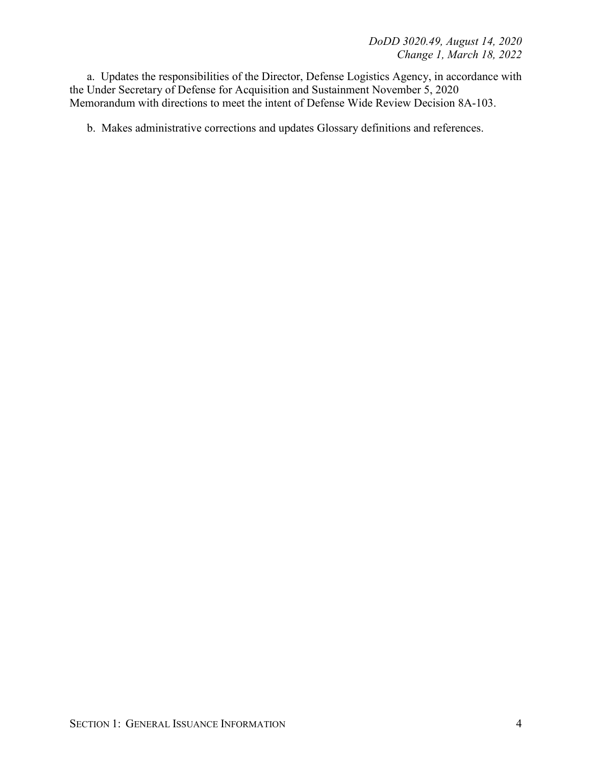a. Updates the responsibilities of the Director, Defense Logistics Agency, in accordance with the Under Secretary of Defense for Acquisition and Sustainment November 5, 2020 Memorandum with directions to meet the intent of Defense Wide Review Decision 8A-103.

b. Makes administrative corrections and updates Glossary definitions and references.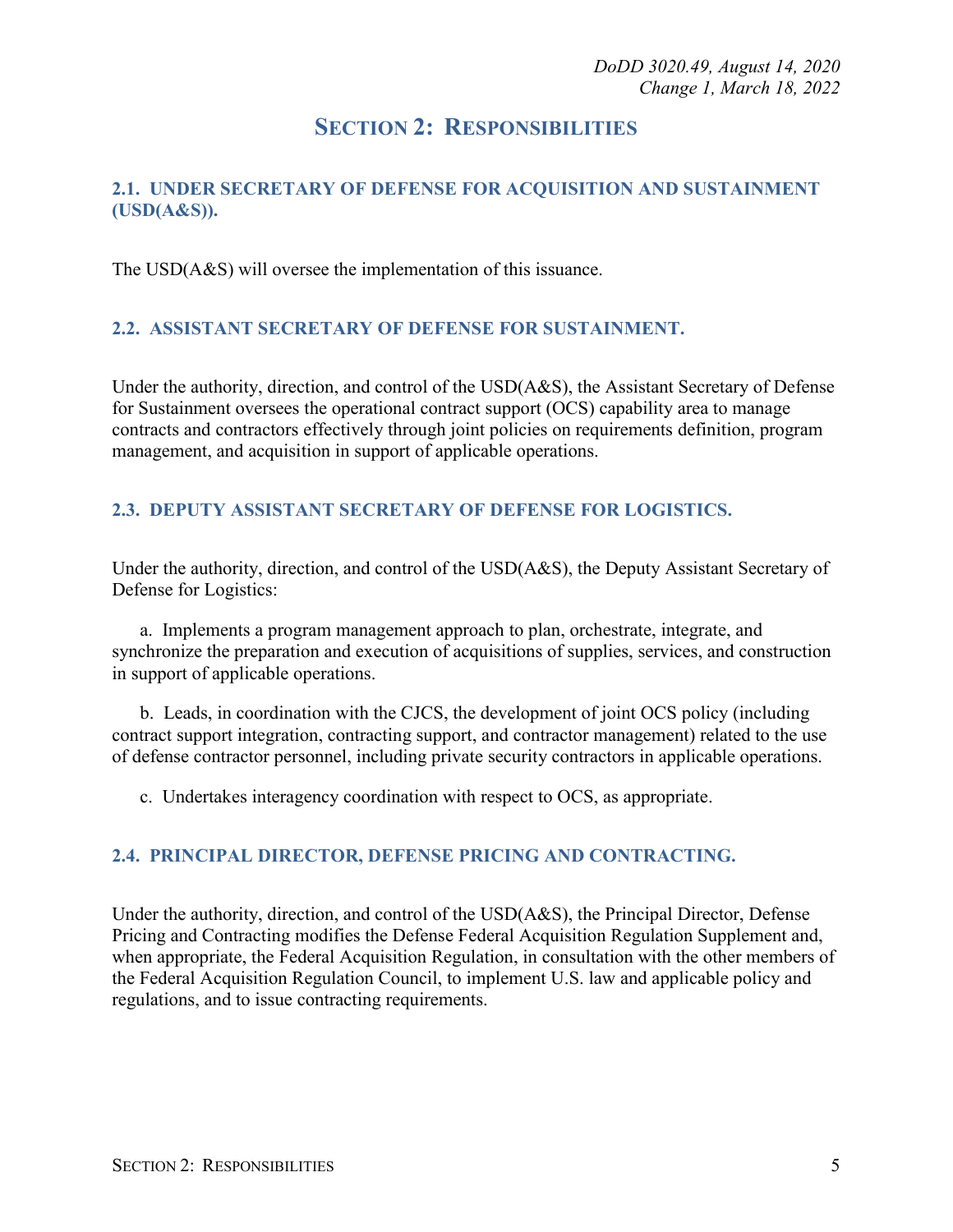# SECTION 2: RESPONSIBILITIES

## 2.1. UNDER SECRETARY OF DEFENSE FOR ACQUISITION AND SUSTAINMENT (USD(A&S)).

The USD(A&S) will oversee the implementation of this issuance.

## 2.2. ASSISTANT SECRETARY OF DEFENSE FOR SUSTAINMENT.

Under the authority, direction, and control of the USD(A&S), the Assistant Secretary of Defense for Sustainment oversees the operational contract support (OCS) capability area to manage contracts and contractors effectively through joint policies on requirements definition, program management, and acquisition in support of applicable operations.

## 2.3. DEPUTY ASSISTANT SECRETARY OF DEFENSE FOR LOGISTICS.

Under the authority, direction, and control of the USD(A&S), the Deputy Assistant Secretary of Defense for Logistics:

a. Implements a program management approach to plan, orchestrate, integrate, and synchronize the preparation and execution of acquisitions of supplies, services, and construction in support of applicable operations.

b. Leads, in coordination with the CJCS, the development of joint OCS policy (including contract support integration, contracting support, and contractor management) related to the use of defense contractor personnel, including private security contractors in applicable operations.

c. Undertakes interagency coordination with respect to OCS, as appropriate.

## 2.4. PRINCIPAL DIRECTOR, DEFENSE PRICING AND CONTRACTING.

Under the authority, direction, and control of the USD(A&S), the Principal Director, Defense Pricing and Contracting modifies the Defense Federal Acquisition Regulation Supplement and, when appropriate, the Federal Acquisition Regulation, in consultation with the other members of the Federal Acquisition Regulation Council, to implement U.S. law and applicable policy and regulations, and to issue contracting requirements.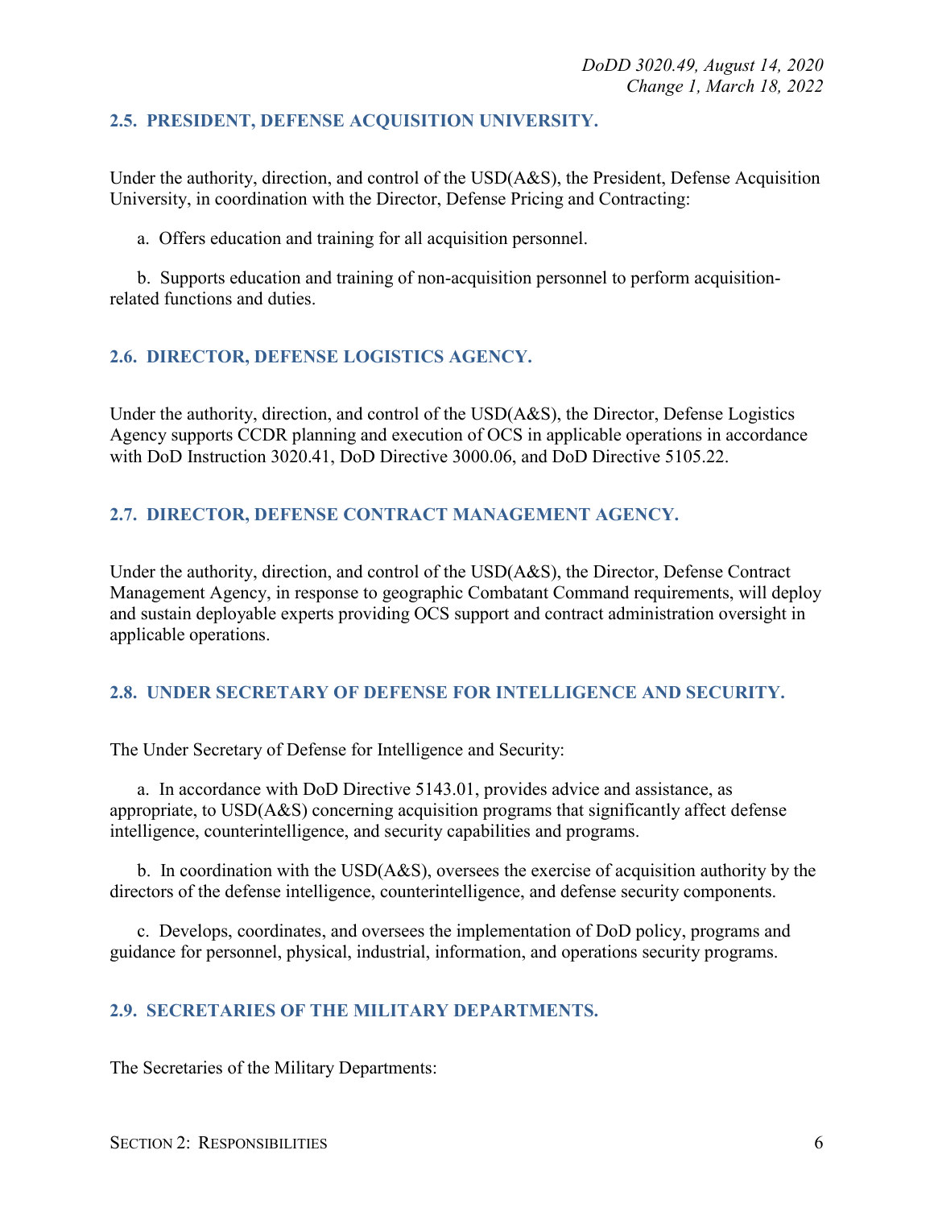## 2.5. PRESIDENT, DEFENSE ACQUISITION UNIVERSITY.

Under the authority, direction, and control of the USD(A&S), the President, Defense Acquisition University, in coordination with the Director, Defense Pricing and Contracting:

a. Offers education and training for all acquisition personnel.

b. Supports education and training of non-acquisition personnel to perform acquisition-related functions and duties.

## 2.6. DIRECTOR, DEFENSE LOGISTICS AGENCY.

Under the authority, direction, and control of the USD(A&S), the Director, Defense Logistics Agency supports CCDR planning and execution of OCS in applicable operations in accordance with DoD Instruction 3020.41, DoD Directive 3000.06, and DoD Directive 5105.22.

## 2.7. DIRECTOR, DEFENSE CONTRACT MANAGEMENT AGENCY.

Under the authority, direction, and control of the USD(A&S), the Director, Defense Contract Management Agency, in response to geographic Combatant Command requirements, will deploy and sustain deployable experts providing OCS support and contract administration oversight in applicable operations.

## 2.8. UNDER SECRETARY OF DEFENSE FOR INTELLIGENCE AND SECURITY.

The Under Secretary of Defense for Intelligence and Security:

a. In accordance with DoD Directive 5143.01, provides advice and assistance, as appropriate, to USD(A&S) concerning acquisition programs that significantly affect defense intelligence, counterintelligence, and security capabilities and programs.

b. In coordination with the USD(A&S), oversees the exercise of acquisition authority by the directors of the defense intelligence, counterintelligence, and defense security components.

c. Develops, coordinates, and oversees the implementation of DoD policy, programs and guidance for personnel, physical, industrial, information, and operations security programs.

## 2.9. SECRETARIES OF THE MILITARY DEPARTMENTS.

The Secretaries of the Military Departments: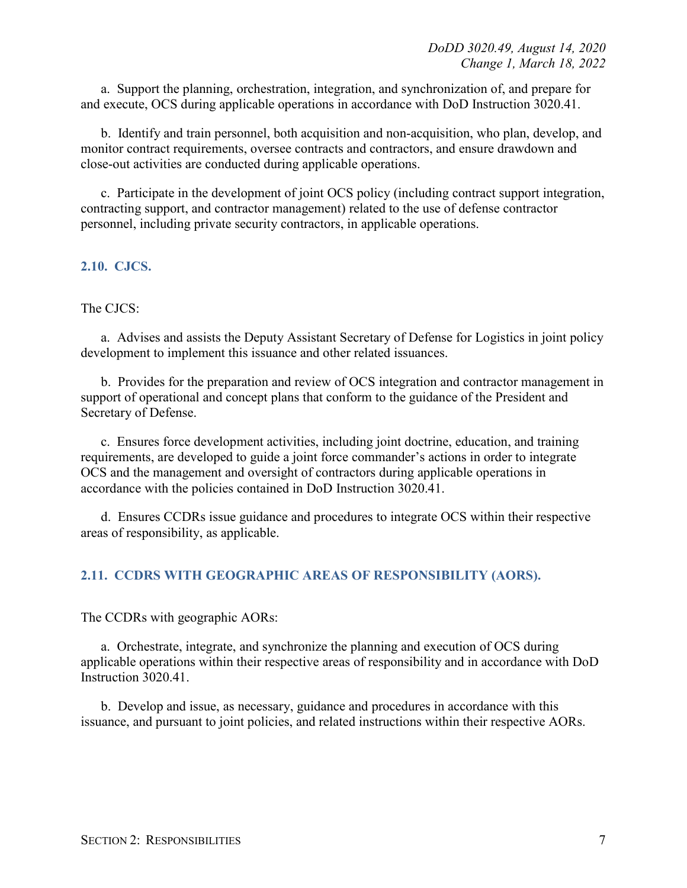a. Support the planning, orchestration, integration, and synchronization of, and prepare for and execute, OCS during applicable operations in accordance with DoD Instruction 3020.41.

b. Identify and train personnel, both acquisition and non-acquisition, who plan, develop, and monitor contract requirements, oversee contracts and contractors, and ensure drawdown and close-out activities are conducted during applicable operations.

c. Participate in the development of joint OCS policy (including contract support integration, contracting support, and contractor management) related to the use of defense contractor personnel, including private security contractors, in applicable operations.

## 2.10. CJCS.

The CJCS:

a. Advises and assists the Deputy Assistant Secretary of Defense for Logistics in joint policy development to implement this issuance and other related issuances.

b. Provides for the preparation and review of OCS integration and contractor management in support of operational and concept plans that conform to the guidance of the President and Secretary of Defense.

c. Ensures force development activities, including joint doctrine, education, and training requirements, are developed to guide a joint force commander's actions in order to integrate OCS and the management and oversight of contractors during applicable operations in accordance with the policies contained in DoD Instruction 3020.41.

d. Ensures CCDRs issue guidance and procedures to integrate OCS within their respective areas of responsibility, as applicable.

## 2.11. CCDRS WITH GEOGRAPHIC AREAS OF RESPONSIBILITY (AORS).

The CCDRs with geographic AORs:

a. Orchestrate, integrate, and synchronize the planning and execution of OCS during applicable operations within their respective areas of responsibility and in accordance with DoD Instruction 3020.41.

b. Develop and issue, as necessary, guidance and procedures in accordance with this issuance, and pursuant to joint policies, and related instructions within their respective AORs.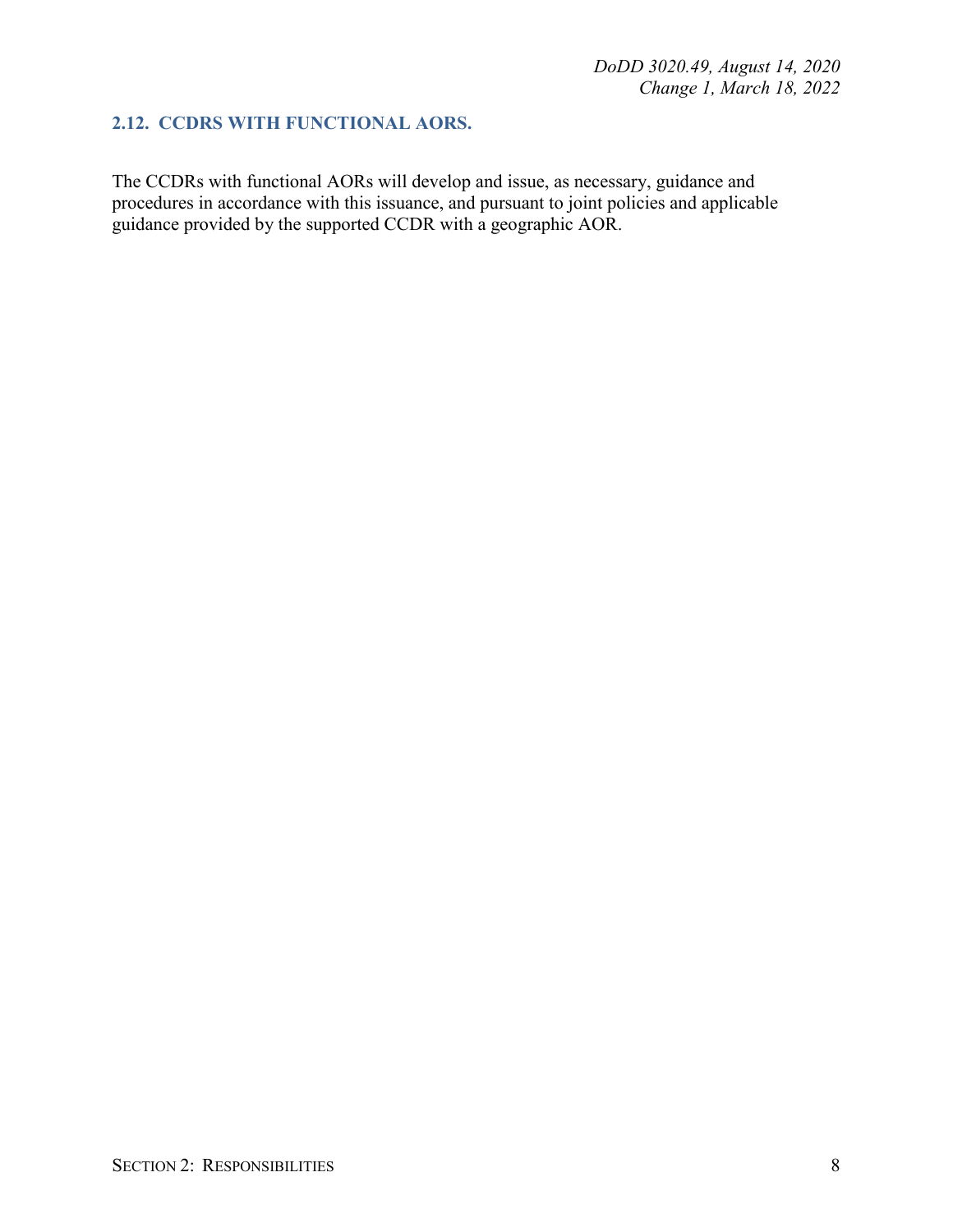## 2.12. CCDRS WITH FUNCTIONAL AORS.

The CCDRs with functional AORs will develop and issue, as necessary, guidance and procedures in accordance with this issuance, and pursuant to joint policies and applicable guidance provided by the supported CCDR with a geographic AOR.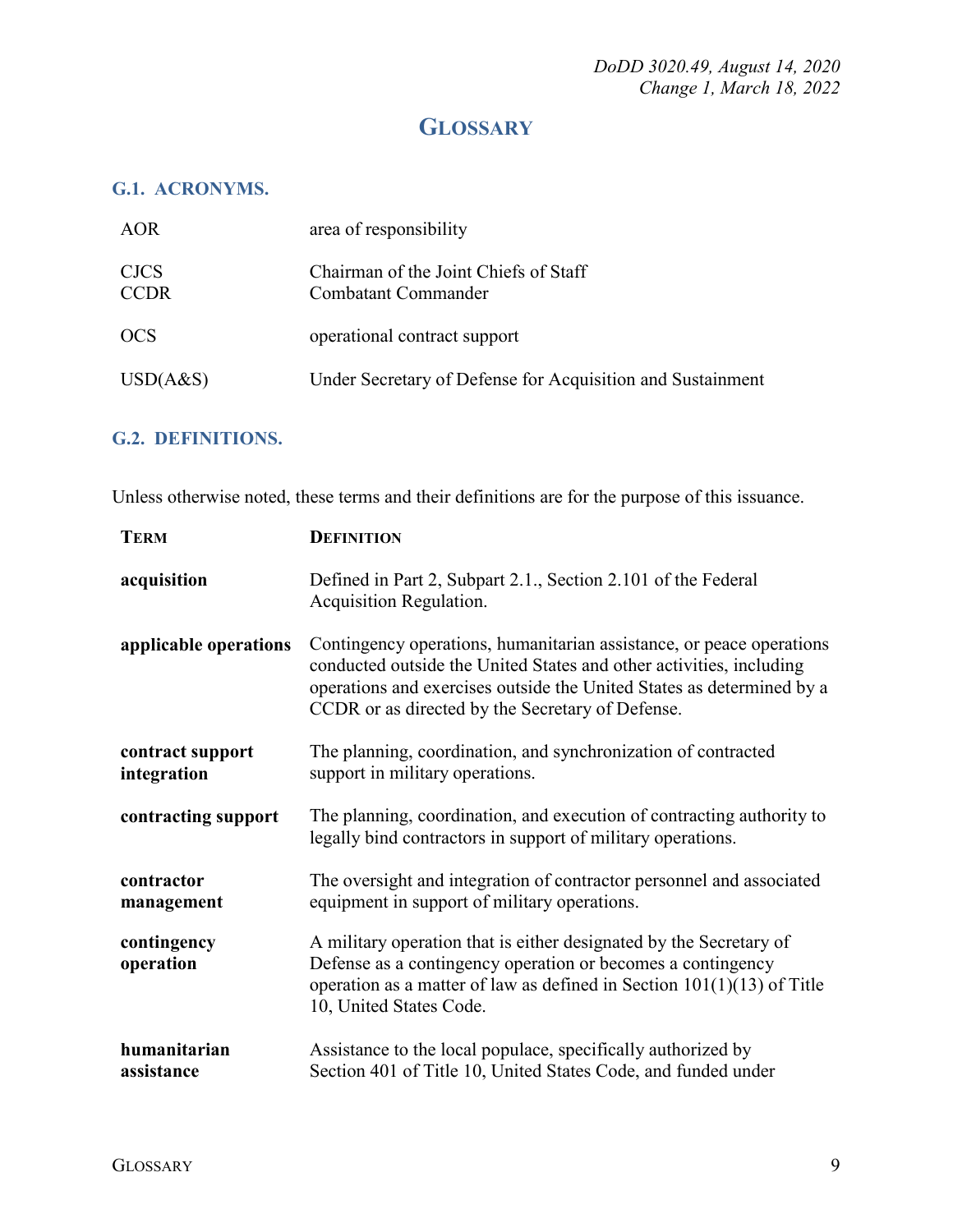# GLOSSARY

## G.1. ACRONYMS.

| | |
|---|---|
| AOR | area of responsibility |
| CJCS | Chairman of the Joint Chiefs of Staff |
| CCDR | Combatant Commander |
| OCS | operational contract support |
| USD(A&S) | Under Secretary of Defense for Acquisition and Sustainment |

## G.2. DEFINITIONS.

Unless otherwise noted, these terms and their definitions are for the purpose of this issuance.

| TERM | DEFINITION |
|---|---|
| **acquisition** | Defined in Part 2, Subpart 2.1., Section 2.101 of the Federal Acquisition Regulation. |
| **applicable operations** | Contingency operations, humanitarian assistance, or peace operations conducted outside the United States and other activities, including operations and exercises outside the United States as determined by a CCDR or as directed by the Secretary of Defense. |
| **contract support integration** | The planning, coordination, and synchronization of contracted support in military operations. |
| **contracting support** | The planning, coordination, and execution of contracting authority to legally bind contractors in support of military operations. |
| **contractor management** | The oversight and integration of contractor personnel and associated equipment in support of military operations. |
| **contingency operation** | A military operation that is either designated by the Secretary of Defense as a contingency operation or becomes a contingency operation as a matter of law as defined in Section 101(1)(13) of Title 10, United States Code. |
| **humanitarian assistance** | Assistance to the local populace, specifically authorized by Section 401 of Title 10, United States Code, and funded under |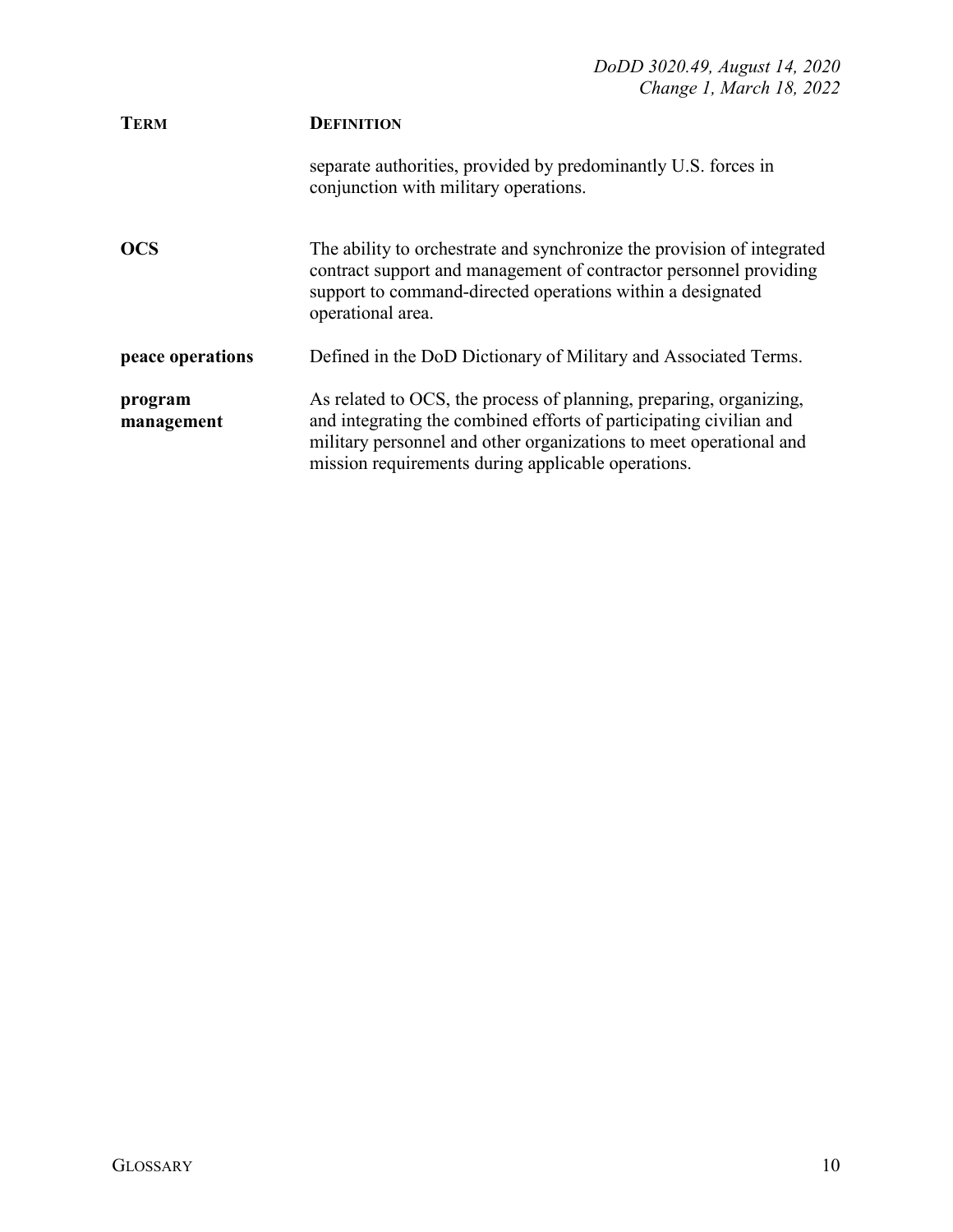| TERM | DEFINITION |
|---|---|
| | separate authorities, provided by predominantly U.S. forces in conjunction with military operations. |
| **OCS** | The ability to orchestrate and synchronize the provision of integrated contract support and management of contractor personnel providing support to command-directed operations within a designated operational area. |
| **peace operations** | Defined in the DoD Dictionary of Military and Associated Terms. |
| **program management** | As related to OCS, the process of planning, preparing, organizing, and integrating the combined efforts of participating civilian and military personnel and other organizations to meet operational and mission requirements during applicable operations. |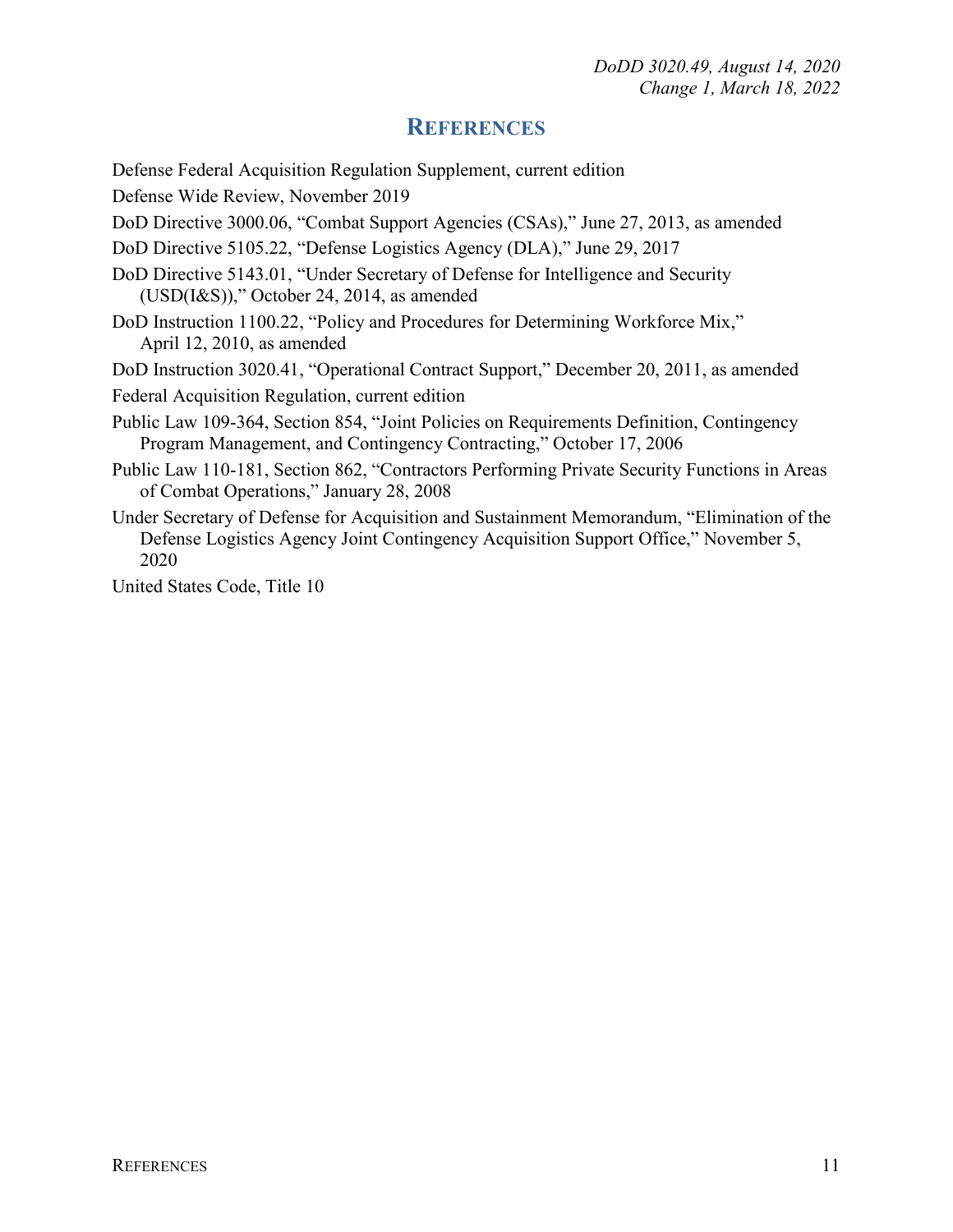## REFERENCES

Defense Federal Acquisition Regulation Supplement, current edition

Defense Wide Review, November 2019

DoD Directive 3000.06, "Combat Support Agencies (CSAs)," June 27, 2013, as amended

DoD Directive 5105.22, "Defense Logistics Agency (DLA)," June 29, 2017

DoD Directive 5143.01, "Under Secretary of Defense for Intelligence and Security (USD(I&S))," October 24, 2014, as amended

DoD Instruction 1100.22, "Policy and Procedures for Determining Workforce Mix," April 12, 2010, as amended

DoD Instruction 3020.41, "Operational Contract Support," December 20, 2011, as amended

Federal Acquisition Regulation, current edition

Public Law 109-364, Section 854, "Joint Policies on Requirements Definition, Contingency Program Management, and Contingency Contracting," October 17, 2006

Public Law 110-181, Section 862, "Contractors Performing Private Security Functions in Areas of Combat Operations," January 28, 2008

Under Secretary of Defense for Acquisition and Sustainment Memorandum, "Elimination of the Defense Logistics Agency Joint Contingency Acquisition Support Office," November 5, 2020

United States Code, Title 10